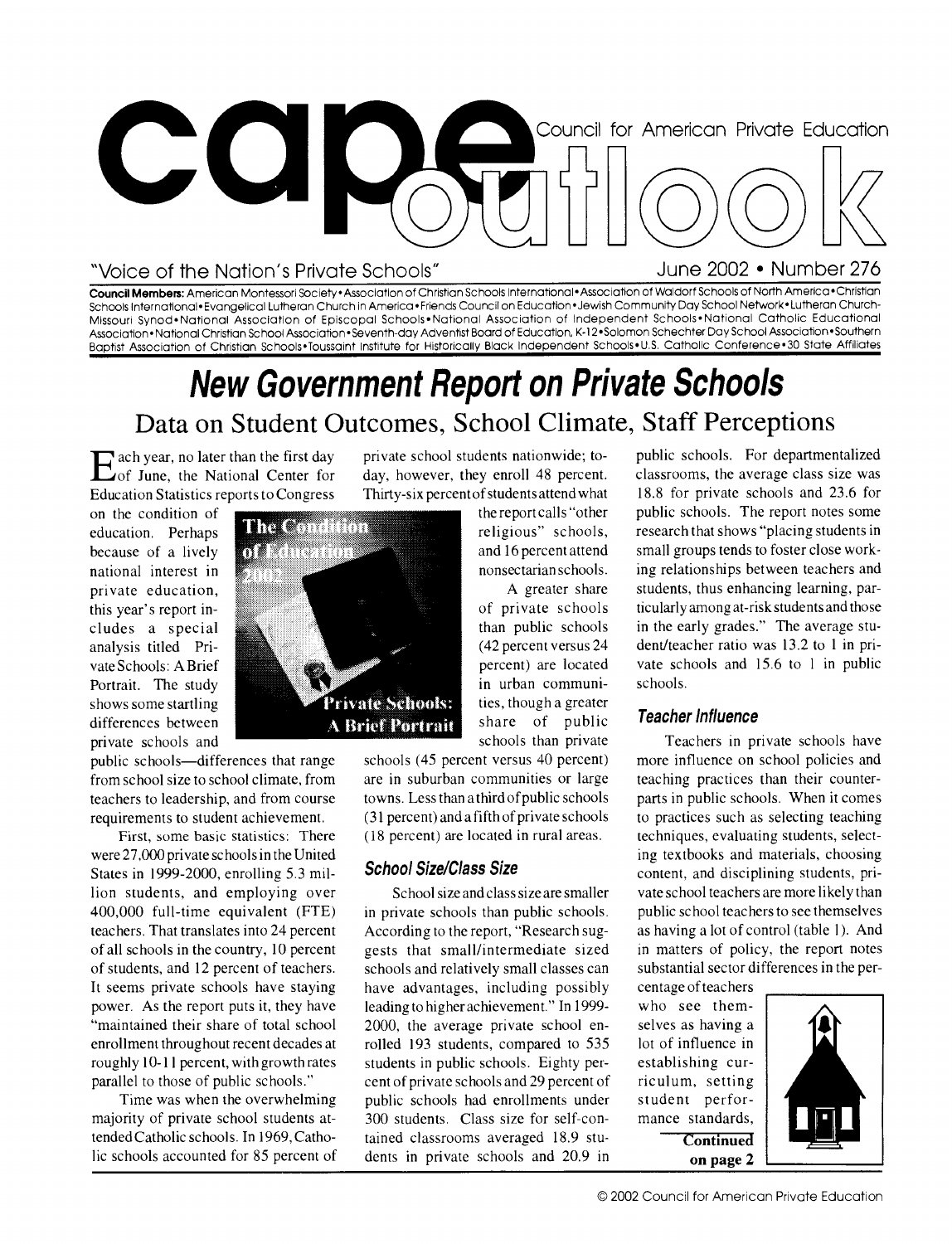# cape outlook

Council for American Private Education

"Voice of the Nation's Private Schools"

June 2002 • Number 276

**Council Members:** American Montessori Society • Association of Christian Schools International • Association of Waldorf Schools of North America • Christian Schools International • Evangelical Lutheran Church in America • Friends Council on Education • Jewish Community Day School Network • Lutheran Church-Missouri Synod • National Association of Episcopal Schools • National Association of Independent Schools • National Catholic Educational Association • National Christian School Association • Seventh-day Adventist Board of Education, K-12 • Solomon Schechter Day School Association • Southern Baptist Association of Christian Schools • Toussaint Institute for Historically Black Independent Schools • U.S. Catholic Conference • 30 State Affiliates

## *New Government Report on Private Schools*

### Data on Student Outcomes, School Climate, Staff Perceptions

Each year, no later than the first day of June, the National Center for Education Statistics reports to Congress on the condition of education. Perhaps because of a lively national interest in private education, this year's report includes a special analysis titled Private Schools: A Brief Portrait. The study shows some startling differences between private schools and public schools—differences that range from school size to school climate, from teachers to leadership, and from course requirements to student achievement.

First, some basic statistics: There were 27,000 private schools in the United States in 1999-2000, enrolling 5.3 million students, and employing over 400,000 full-time equivalent (FTE) teachers. That translates into 24 percent of all schools in the country, 10 percent of students, and 12 percent of teachers. It seems private schools have staying power. As the report puts it, they have "maintained their share of total school enrollment throughout recent decades at roughly 10-11 percent, with growth rates parallel to those of public schools."

Time was when the overwhelming majority of private school students attended Catholic schools. In 1969, Catholic schools accounted for 85 percent of private school students nationwide; today, however, they enroll 48 percent. Thirty-six percent of students attend what the report calls "other religious" schools, and 16 percent attend nonsectarian schools.

A greater share of private schools than public schools (42 percent versus 24 percent) are located in urban communities, though a greater share of public schools than private schools (45 percent versus 40 percent) are in suburban communities or large towns. Less than a third of public schools (31 percent) and a fifth of private schools (18 percent) are located in rural areas.

#### *School Size/Class Size*

School size and class size are smaller in private schools than public schools. According to the report, "Research suggests that small/intermediate sized schools and relatively small classes can have advantages, including possibly leading to higher achievement." In 1999-2000, the average private school enrolled 193 students, compared to 535 students in public schools. Eighty percent of private schools and 29 percent of public schools had enrollments under 300 students. Class size for self-contained classrooms averaged 18.9 students in private schools and 20.9 in public schools. For departmentalized classrooms, the average class size was 18.8 for private schools and 23.6 for public schools. The report notes some research that shows "placing students in small groups tends to foster close working relationships between teachers and students, thus enhancing learning, particularly among at-risk students and those in the early grades." The average student/teacher ratio was 13.2 to 1 in private schools and 15.6 to 1 in public schools.

#### *Teacher Influence*

Teachers in private schools have more influence on school policies and teaching practices than their counterparts in public schools. When it comes to practices such as selecting teaching techniques, evaluating students, selecting textbooks and materials, choosing content, and disciplining students, private school teachers are more likely than public school teachers to see themselves as having a lot of control (table 1). And in matters of policy, the report notes substantial sector differences in the percentage of teachers who see themselves as having a lot of influence in establishing curriculum, setting student performance standards,

**Continued on page 2**

© 2002 Council for American Private Education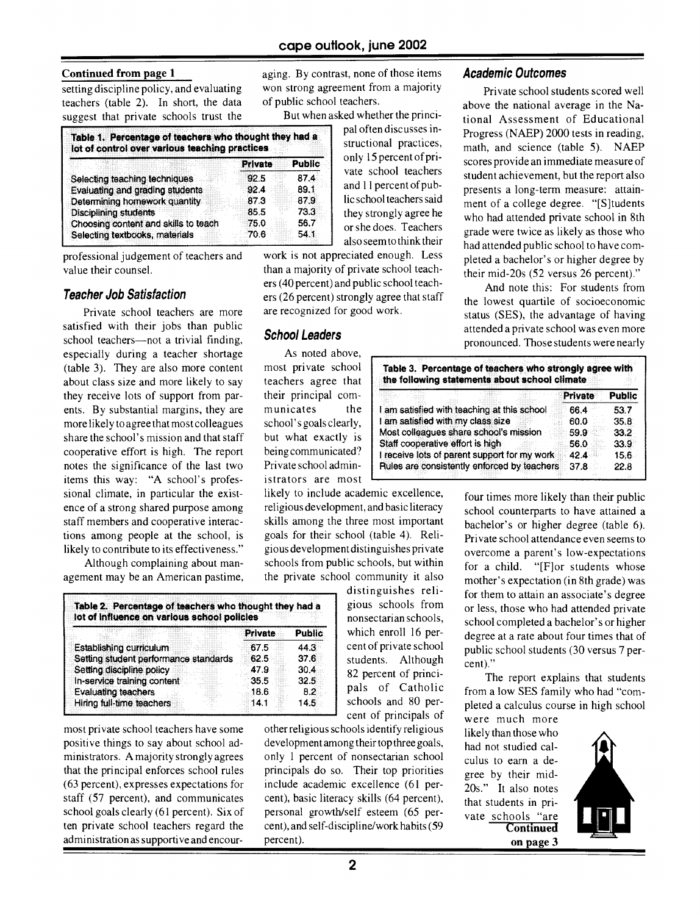**Continued from page 1**

setting discipline policy, and evaluating teachers (table 2). In short, the data suggest that private schools trust the professional judgement of teachers and value their counsel.

| Table 1. Percentage of teachers who thought they had a lot of control over various teaching practices | | |
|---|---|---|
| | Private | Public |
| Selecting teaching techniques | 92.5 | 87.4 |
| Evaluating and grading students | 92.4 | 89.1 |
| Determining homework quantity | 87.3 | 87.9 |
| Disciplining students | 85.5 | 73.3 |
| Choosing content and skills to teach | 75.0 | 56.7 |
| Selecting textbooks, materials | 70.6 | 54.1 |

## *Teacher Job Satisfaction*

Private school teachers are more satisfied with their jobs than public school teachers—not a trivial finding, especially during a teacher shortage (table 3). They are also more content about class size and more likely to say they receive lots of support from parents. By substantial margins, they are more likely to agree that most colleagues share the school's mission and that staff cooperative effort is high. The report notes the significance of the last two items this way: "A school's professional climate, in particular the existence of a strong shared purpose among staff members and cooperative interactions among people at the school, is likely to contribute to its effectiveness."

Although complaining about management may be an American pastime, most private school teachers have some positive things to say about school administrators. A majority strongly agrees that the principal enforces school rules (63 percent), expresses expectations for staff (57 percent), and communicates school goals clearly (61 percent). Six of ten private school teachers regard the administration as supportive and encouraging. By contrast, none of those items won strong agreement from a majority of public school teachers.

| Table 2. Percentage of teachers who thought they had a lot of influence on various school policies | | |
|---|---|---|
| | Private | Public |
| Establishing curriculum | 67.5 | 44.3 |
| Setting student performance standards | 62.5 | 37.6 |
| Setting discipline policy | 47.9 | 30.4 |
| In-service training content | 35.5 | 32.5 |
| Evaluating teachers | 18.6 | 8.2 |
| Hiring full-time teachers | 14.1 | 14.5 |

But when asked whether the principal often discusses instructional practices, only 15 percent of private school teachers and 11 percent of public school teachers said they strongly agree he or she does. Teachers also seem to think their work is not appreciated enough. Less than a majority of private school teachers (40 percent) and public school teachers (26 percent) strongly agree that staff are recognized for good work.

## *School Leaders*

As noted above, most private school teachers agree that their principal communicates the school's goals clearly, but what exactly is being communicated? Private school administrators are most likely to include academic excellence, religious development, and basic literacy skills among the three most important goals for their school (table 4). Religious development distinguishes private schools from public schools, but within the private school community it also distinguishes religious schools from nonsectarian schools, which enroll 16 percent of private school students. Although 82 percent of principals of Catholic schools and 80 percent of principals of other religious schools identify religious development among their top three goals, only 1 percent of nonsectarian school principals do so. Their top priorities include academic excellence (61 percent), basic literacy skills (64 percent), personal growth/self esteem (65 percent), and self-discipline/work habits (59 percent).

## *Academic Outcomes*

Private school students scored well above the national average in the National Assessment of Educational Progress (NAEP) 2000 tests in reading, math, and science (table 5). NAEP scores provide an immediate measure of student achievement, but the report also presents a long-term measure: attainment of a college degree. "[S]tudents who had attended private school in 8th grade were twice as likely as those who had attended public school to have completed a bachelor's or higher degree by their mid-20s (52 versus 26 percent)."

And note this: For students from the lowest quartile of socioeconomic status (SES), the advantage of having attended a private school was even more pronounced. Those students were nearly four times more likely than their public school counterparts to have attained a bachelor's or higher degree (table 6). Private school attendance even seems to overcome a parent's low-expectations for a child. "[F]or students whose mother's expectation (in 8th grade) was for them to attain an associate's degree or less, those who had attended private school completed a bachelor's or higher degree at a rate about four times that of public school students (30 versus 7 percent)."

| Table 3. Percentage of teachers who strongly agree with the following statements about school climate | | |
|---|---|---|
| | Private | Public |
| I am satisfied with teaching at this school | 66.4 | 53.7 |
| I am satisfied with my class size | 60.0 | 35.8 |
| Most colleagues share school's mission | 59.9 | 33.2 |
| Staff cooperative effort is high | 56.0 | 33.9 |
| I receive lots of parent support for my work | 42.4 | 15.6 |
| Rules are consistently enforced by teachers | 37.8 | 22.8 |

The report explains that students from a low SES family who had "completed a calculus course in high school were much more likely than those who had not studied calculus to earn a degree by their mid-20s." It also notes that students in private schools "are

**Continued on page 3**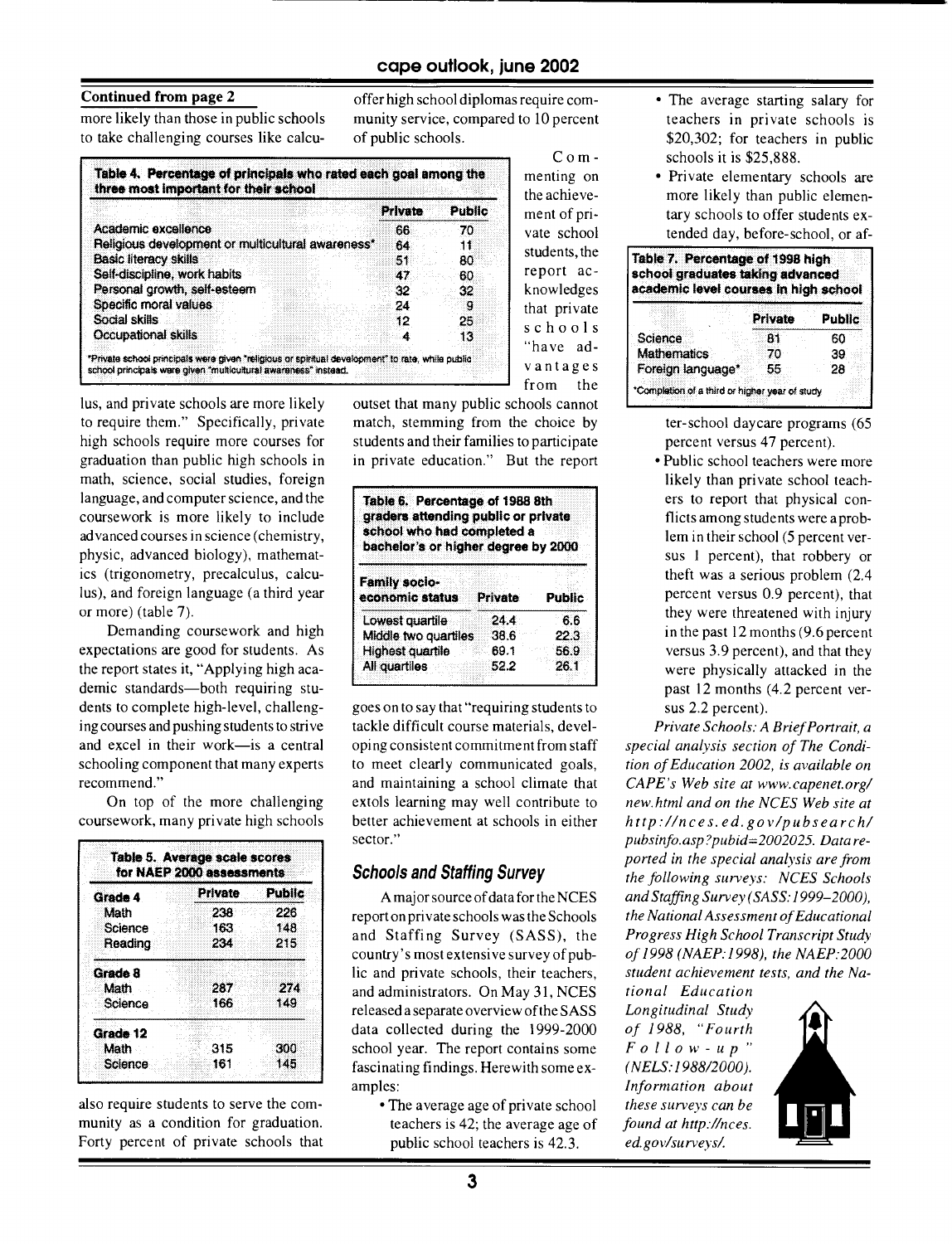**Continued from page 2**

more likely than those in public schools to take challenging courses like calculus, and private schools are more likely to require them." Specifically, private high schools require more courses for graduation than public high schools in math, science, social studies, foreign language, and computer science, and the coursework is more likely to include advanced courses in science (chemistry, physic, advanced biology), mathematics (trigonometry, precalculus, calculus), and foreign language (a third year or more) (table 7).

**Table 4. Percentage of principals who rated each goal among the three most important for their school**

| | Private | Public |
|---|---|---|
| Academic excellence | 66 | 70 |
| Religious development or multicultural awareness* | 64 | 11 |
| Basic literacy skills | 51 | 80 |
| Self-discipline, work habits | 47 | 60 |
| Personal growth, self-esteem | 32 | 32 |
| Specific moral values | 24 | 9 |
| Social skills | 12 | 25 |
| Occupational skills | 4 | 13 |

*Private school principals were given "religious or spiritual development" to rate, while public school principals were given "multicultural awareness" instead.

Demanding coursework and high expectations are good for students. As the report states it, "Applying high academic standards—both requiring students to complete high-level, challenging courses and pushing students to strive and excel in their work—is a central schooling component that many experts recommend."

On top of the more challenging coursework, many private high schools also require students to serve the community as a condition for graduation. Forty percent of private schools that offer high school diplomas require community service, compared to 10 percent of public schools.

**Table 5. Average scale scores for NAEP 2000 assessments**

| | Private | Public |
|---|---|---|
| **Grade 4** | | |
| Math | 238 | 226 |
| Science | 163 | 148 |
| Reading | 234 | 215 |
| **Grade 8** | | |
| Math | 287 | 274 |
| Science | 166 | 149 |
| **Grade 12** | | |
| Math | 315 | 300 |
| Science | 161 | 145 |

Commenting on the achievement of private school students, the report acknowledges that private schools "have advantages from the outset that many public schools cannot match, stemming from the choice by students and their families to participate in private education." But the report goes on to say that "requiring students to tackle difficult course materials, developing consistent commitment from staff to meet clearly communicated goals, and maintaining a school climate that extols learning may well contribute to better achievement at schools in either sector."

**Table 6. Percentage of 1988 8th graders attending public or private school who had completed a bachelor's or higher degree by 2000**

| Family socio-economic status | Private | Public |
|---|---|---|
| Lowest quartile | 24.4 | 6.6 |
| Middle two quartiles | 38.6 | 22.3 |
| Highest quartile | 69.1 | 56.9 |
| All quartiles | 52.2 | 26.1 |

## Schools and Staffing Survey

A major source of data for the NCES report on private schools was the Schools and Staffing Survey (SASS), the country's most extensive survey of public and private schools, their teachers, and administrators. On May 31, NCES released a separate overview of the SASS data collected during the 1999-2000 school year. The report contains some fascinating findings. Herewith some examples:

- The average age of private school teachers is 42; the average age of public school teachers is 42.3.
- The average starting salary for teachers in private schools is $20,302; for teachers in public schools it is $25,888.
- Private elementary schools are more likely than public elementary schools to offer students extended day, before-school, or after-school daycare programs (65 percent versus 47 percent).
- Public school teachers were more likely than private school teachers to report that physical conflicts among students were a problem in their school (5 percent versus 1 percent), that robbery or theft was a serious problem (2.4 percent versus 0.9 percent), that they were threatened with injury in the past 12 months (9.6 percent versus 3.9 percent), and that they were physically attacked in the past 12 months (4.2 percent versus 2.2 percent).

**Table 7. Percentage of 1998 high school graduates taking advanced academic level courses in high school**

| | Private | Public |
|---|---|---|
| Science | 81 | 60 |
| Mathematics | 70 | 39 |
| Foreign language* | 55 | 28 |

*Completion of a third or higher year of study

*Private Schools: A Brief Portrait, a special analysis section of The Condition of Education 2002, is available on CAPE's Web site at www.capenet.org/new.html and on the NCES Web site at http://nces.ed.gov/pubsearch/pubsinfo.asp?pubid=2002025. Data reported in the special analysis are from the following surveys: NCES Schools and Staffing Survey (SASS:1999–2000), the National Assessment of Educational Progress High School Transcript Study of 1998 (NAEP:1998), the NAEP:2000 student achievement tests, and the National Education Longitudinal Study of 1988, "Fourth Follow-up" (NELS:1988/2000). Information about these surveys can be found at http://nces.ed.gov/surveys/.*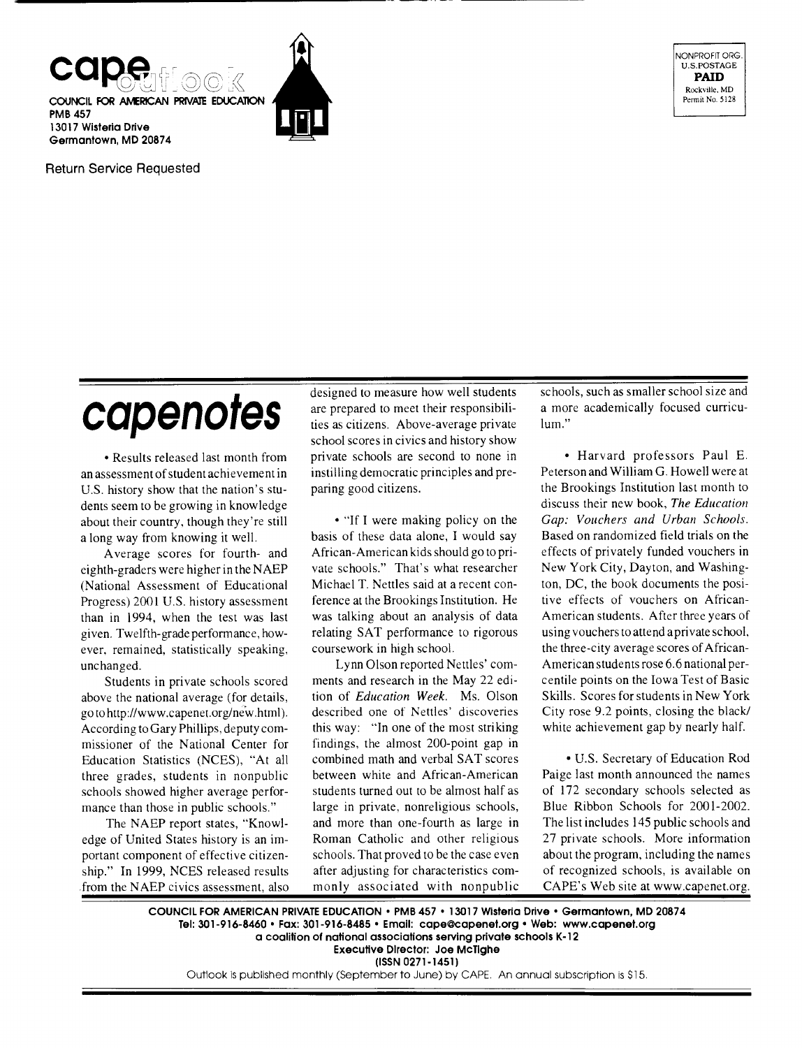**cape outlook**

COUNCIL FOR AMERICAN PRIVATE EDUCATION
PMB 457
13017 Wisteria Drive
Germantown, MD 20874

Return Service Requested

NONPROFIT ORG.
U.S.POSTAGE
**PAID**
Rockville, MD
Permit No. 5128

# capenotes

• Results released last month from an assessment of student achievement in U.S. history show that the nation's students seem to be growing in knowledge about their country, though they're still a long way from knowing it well.

Average scores for fourth- and eighth-graders were higher in the NAEP (National Assessment of Educational Progress) 2001 U.S. history assessment than in 1994, when the test was last given. Twelfth-grade performance, however, remained, statistically speaking, unchanged.

Students in private schools scored above the national average (for details, go to http://www.capenet.org/new.html). According to Gary Phillips, deputy commissioner of the National Center for Education Statistics (NCES), "At all three grades, students in nonpublic schools showed higher average performance than those in public schools."

The NAEP report states, "Knowledge of United States history is an important component of effective citizenship." In 1999, NCES released results from the NAEP civics assessment, also designed to measure how well students are prepared to meet their responsibilities as citizens. Above-average private school scores in civics and history show private schools are second to none in instilling democratic principles and preparing good citizens.

• "If I were making policy on the basis of these data alone, I would say African-American kids should go to private schools." That's what researcher Michael T. Nettles said at a recent conference at the Brookings Institution. He was talking about an analysis of data relating SAT performance to rigorous coursework in high school.

Lynn Olson reported Nettles' comments and research in the May 22 edition of *Education Week*. Ms. Olson described one of Nettles' discoveries this way: "In one of the most striking findings, the almost 200-point gap in combined math and verbal SAT scores between white and African-American students turned out to be almost half as large in private, nonreligious schools, and more than one-fourth as large in Roman Catholic and other religious schools. That proved to be the case even after adjusting for characteristics commonly associated with nonpublic schools, such as smaller school size and a more academically focused curriculum."

• Harvard professors Paul E. Peterson and William G. Howell were at the Brookings Institution last month to discuss their new book, ***The Education Gap: Vouchers and Urban Schools***. Based on randomized field trials on the effects of privately funded vouchers in New York City, Dayton, and Washington, DC, the book documents the positive effects of vouchers on African-American students. After three years of using vouchers to attend a private school, the three-city average scores of African-American students rose 6.6 national percentile points on the Iowa Test of Basic Skills. Scores for students in New York City rose 9.2 points, closing the black/white achievement gap by nearly half.

• U.S. Secretary of Education Rod Paige last month announced the names of 172 secondary schools selected as Blue Ribbon Schools for 2001-2002. The list includes 145 public schools and 27 private schools. More information about the program, including the names of recognized schools, is available on CAPE's Web site at www.capenet.org.

**COUNCIL FOR AMERICAN PRIVATE EDUCATION • PMB 457 • 13017 Wisteria Drive • Germantown, MD 20874**
**Tel: 301-916-8460 • Fax: 301-916-8485 • Email: cape@capenet.org • Web: www.capenet.org**
**a coalition of national associations serving private schools K-12**
**Executive Director: Joe McTighe**
**(ISSN 0271-1451)**
Outlook is published monthly (September to June) by CAPE. An annual subscription is $15.